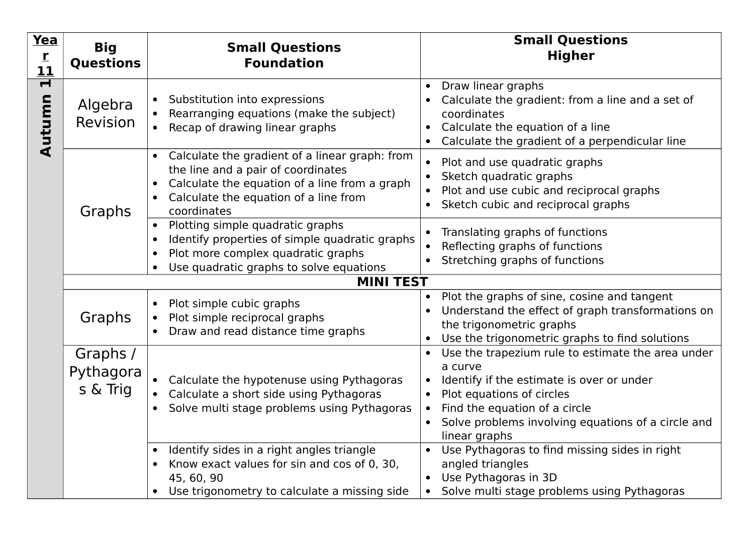| Year 11 | Big Questions | Small Questions Foundation | Small Questions Higher |
|---|---|---|---|
| Autumn 1 | Algebra Revision | • Substitution into expressions<br>• Rearranging equations (make the subject)<br>• Recap of drawing linear graphs | • Draw linear graphs<br>• Calculate the gradient: from a line and a set of coordinates<br>• Calculate the equation of a line<br>• Calculate the gradient of a perpendicular line |
| | Graphs | • Calculate the gradient of a linear graph: from the line and a pair of coordinates<br>• Calculate the equation of a line from a graph<br>• Calculate the equation of a line from coordinates | • Plot and use quadratic graphs<br>• Sketch quadratic graphs<br>• Plot and use cubic and reciprocal graphs<br>• Sketch cubic and reciprocal graphs |
| | | • Plotting simple quadratic graphs<br>• Identify properties of simple quadratic graphs<br>• Plot more complex quadratic graphs<br>• Use quadratic graphs to solve equations | • Translating graphs of functions<br>• Reflecting graphs of functions<br>• Stretching graphs of functions |
| | **MINI TEST** | | |
| | Graphs | • Plot simple cubic graphs<br>• Plot simple reciprocal graphs<br>• Draw and read distance time graphs | • Plot the graphs of sine, cosine and tangent<br>• Understand the effect of graph transformations on the trigonometric graphs<br>• Use the trigonometric graphs to find solutions |
| | Graphs / Pythagoras & Trig | • Calculate the hypotenuse using Pythagoras<br>• Calculate a short side using Pythagoras<br>• Solve multi stage problems using Pythagoras | • Use the trapezium rule to estimate the area under a curve<br>• Identify if the estimate is over or under<br>• Plot equations of circles<br>• Find the equation of a circle<br>• Solve problems involving equations of a circle and linear graphs |
| | | • Identify sides in a right angles triangle<br>• Know exact values for sin and cos of 0, 30, 45, 60, 90<br>• Use trigonometry to calculate a missing side | • Use Pythagoras to find missing sides in right angled triangles<br>• Use Pythagoras in 3D<br>• Solve multi stage problems using Pythagoras |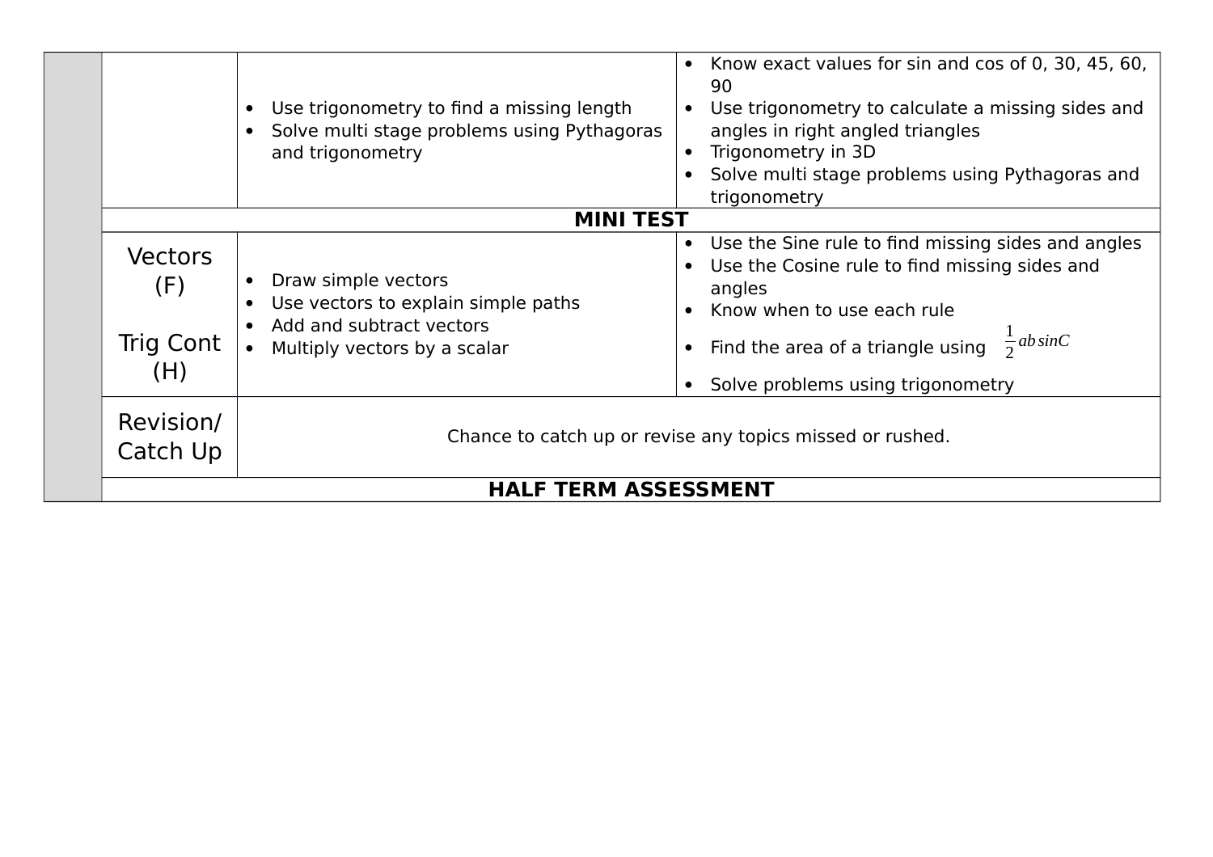| | | | |
|---|---|---|---|
| | | • Use trigonometry to find a missing length<br>• Solve multi stage problems using Pythagoras and trigonometry | • Know exact values for sin and cos of 0, 30, 45, 60, 90<br>• Use trigonometry to calculate a missing sides and angles in right angled triangles<br>• Trigonometry in 3D<br>• Solve multi stage problems using Pythagoras and trigonometry |
| | **MINI TEST** | | |
| | Vectors (F)<br><br>Trig Cont (H) | • Draw simple vectors<br>• Use vectors to explain simple paths<br>• Add and subtract vectors<br>• Multiply vectors by a scalar | • Use the Sine rule to find missing sides and angles<br>• Use the Cosine rule to find missing sides and angles<br>• Know when to use each rule<br>• Find the area of a triangle using $\frac{1}{2}ab\sin C$<br>• Solve problems using trigonometry |
| | Revision/ Catch Up | Chance to catch up or revise any topics missed or rushed. | |
| | **HALF TERM ASSESSMENT** | | |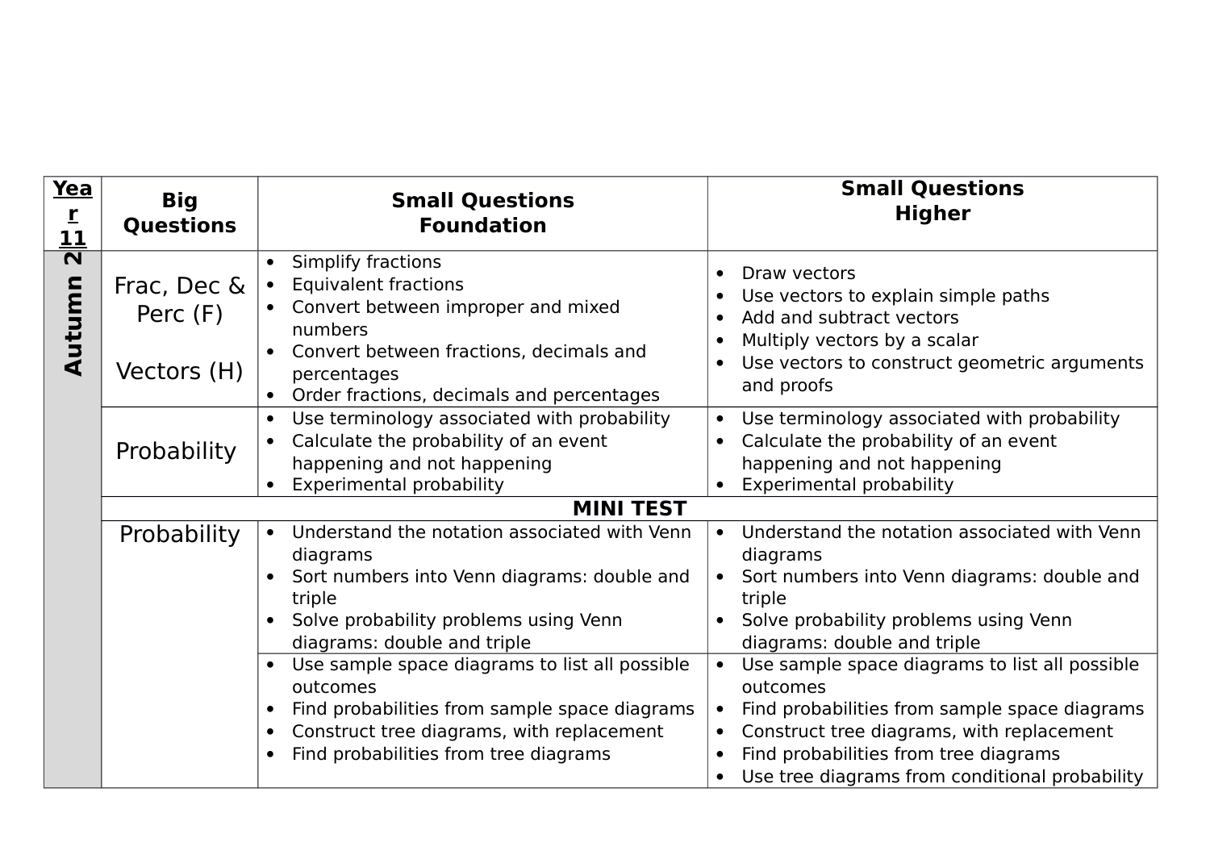| Year 11 | Big Questions | Small Questions Foundation | Small Questions Higher |
|---|---|---|---|
| Autumn 2 | Frac, Dec & Perc (F)<br><br>Vectors (H) | • Simplify fractions<br>• Equivalent fractions<br>• Convert between improper and mixed numbers<br>• Convert between fractions, decimals and percentages<br>• Order fractions, decimals and percentages | • Draw vectors<br>• Use vectors to explain simple paths<br>• Add and subtract vectors<br>• Multiply vectors by a scalar<br>• Use vectors to construct geometric arguments and proofs |
| | Probability | • Use terminology associated with probability<br>• Calculate the probability of an event happening and not happening<br>• Experimental probability | • Use terminology associated with probability<br>• Calculate the probability of an event happening and not happening<br>• Experimental probability |
| | **MINI TEST** | | |
| | Probability | • Understand the notation associated with Venn diagrams<br>• Sort numbers into Venn diagrams: double and triple<br>• Solve probability problems using Venn diagrams: double and triple | • Understand the notation associated with Venn diagrams<br>• Sort numbers into Venn diagrams: double and triple<br>• Solve probability problems using Venn diagrams: double and triple |
| | | • Use sample space diagrams to list all possible outcomes<br>• Find probabilities from sample space diagrams<br>• Construct tree diagrams, with replacement<br>• Find probabilities from tree diagrams | • Use sample space diagrams to list all possible outcomes<br>• Find probabilities from sample space diagrams<br>• Construct tree diagrams, with replacement<br>• Find probabilities from tree diagrams<br>• Use tree diagrams from conditional probability |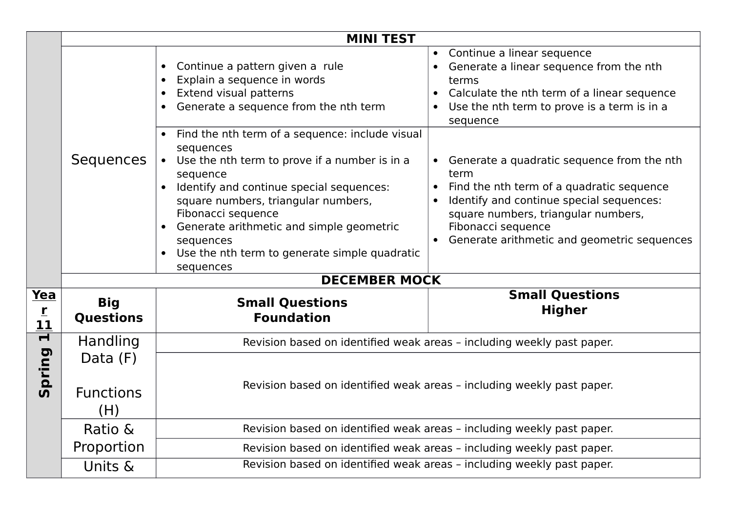| | MINI TEST | | |
|---|---|---|---|
| | Sequences | • Continue a pattern given a rule<br>• Explain a sequence in words<br>• Extend visual patterns<br>• Generate a sequence from the nth term | • Continue a linear sequence<br>• Generate a linear sequence from the nth terms<br>• Calculate the nth term of a linear sequence<br>• Use the nth term to prove is a term is in a sequence |
| | | • Find the nth term of a sequence: include visual sequences<br>• Use the nth term to prove if a number is in a sequence<br>• Identify and continue special sequences: square numbers, triangular numbers, Fibonacci sequence<br>• Generate arithmetic and simple geometric sequences<br>• Use the nth term to generate simple quadratic sequences | • Generate a quadratic sequence from the nth term<br>• Find the nth term of a quadratic sequence<br>• Identify and continue special sequences: square numbers, triangular numbers, Fibonacci sequence<br>• Generate arithmetic and geometric sequences |
| | DECEMBER MOCK | | |
| **Year 11** | **Big Questions** | **Small Questions Foundation** | **Small Questions Higher** |
| **Spring 1** | Handling Data (F)<br><br>Functions (H) | Revision based on identified weak areas – including weekly past paper. | |
| | | Revision based on identified weak areas – including weekly past paper. | |
| | Ratio & Proportion | Revision based on identified weak areas – including weekly past paper. | |
| | | Revision based on identified weak areas – including weekly past paper. | |
| | Units & | Revision based on identified weak areas – including weekly past paper. | |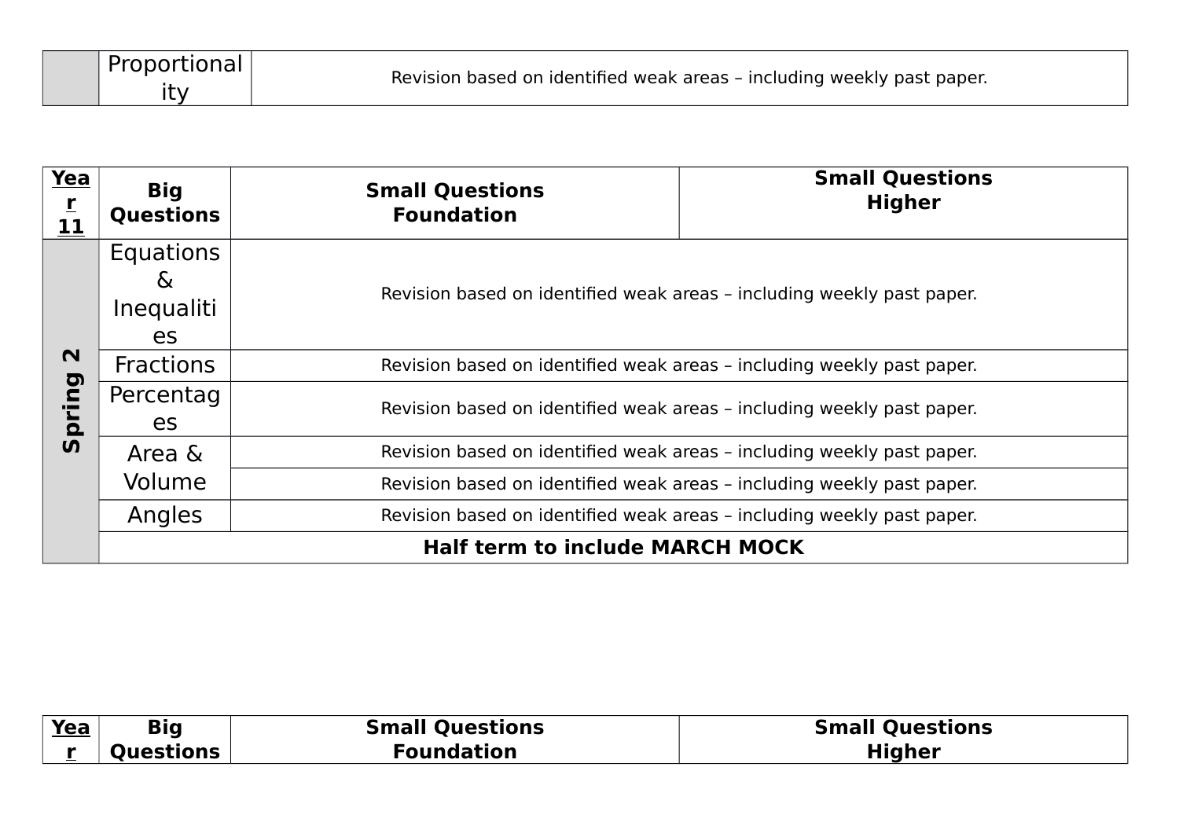| | Proportionality | Revision based on identified weak areas – including weekly past paper. | |
|---|---|---|---|

| **Year 11** | **Big Questions** | **Small Questions Foundation** | **Small Questions Higher** |
|---|---|---|---|
| **Spring 2** | Equations & Inequalities | Revision based on identified weak areas – including weekly past paper. | |
| | Fractions | Revision based on identified weak areas – including weekly past paper. | |
| | Percentages | Revision based on identified weak areas – including weekly past paper. | |
| | Area & Volume | Revision based on identified weak areas – including weekly past paper. | |
| | | Revision based on identified weak areas – including weekly past paper. | |
| | Angles | Revision based on identified weak areas – including weekly past paper. | |
| | **Half term to include MARCH MOCK** | | |

| **Year** | **Big Questions** | **Small Questions Foundation** | **Small Questions Higher** |
|---|---|---|---|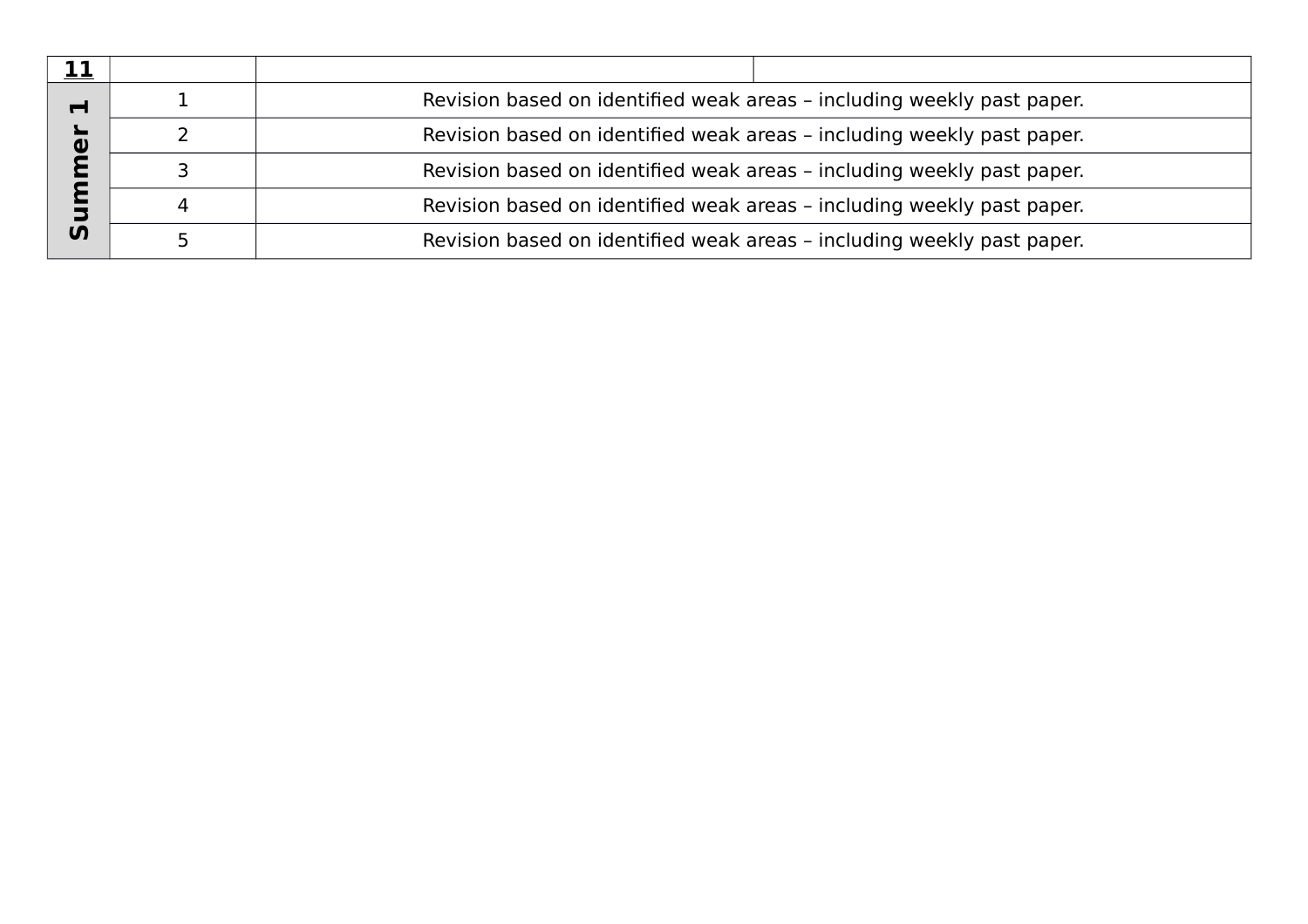| 11 | | | |
|---|---|---|---|
| **Summer 1** | 1 | Revision based on identified weak areas – including weekly past paper. | |
| | 2 | Revision based on identified weak areas – including weekly past paper. | |
| | 3 | Revision based on identified weak areas – including weekly past paper. | |
| | 4 | Revision based on identified weak areas – including weekly past paper. | |
| | 5 | Revision based on identified weak areas – including weekly past paper. | |